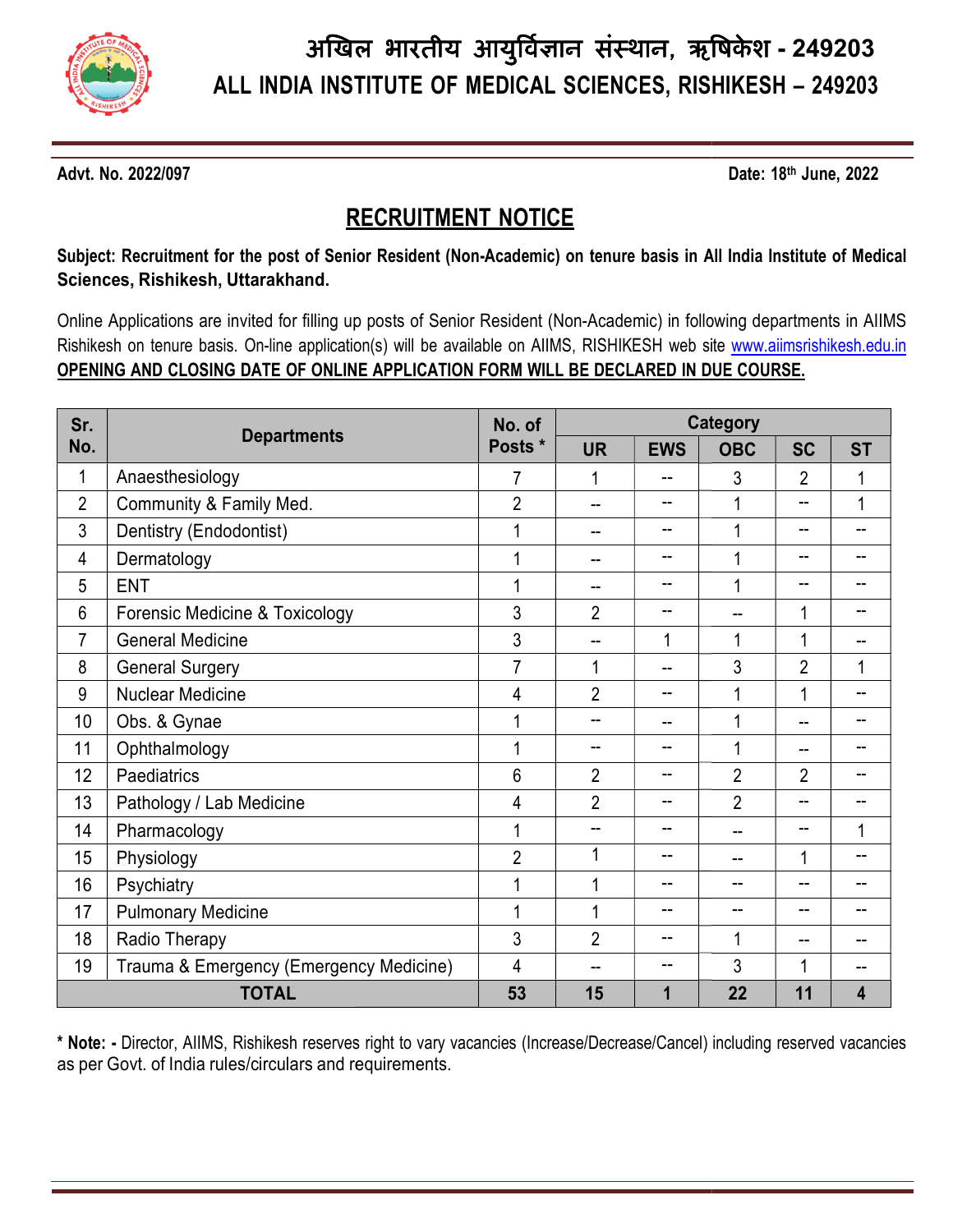# अखिल भारतीय आयुर्विज्ञान संस्थान, ऋषिकेश - 249203

# ALL INDIA INSTITUTE OF MEDICAL SCIENCES, RISHIKESH – 249203

**Advt. No. 2022/097** **Date: 18th June, 2022**

## RECRUITMENT NOTICE

**Subject: Recruitment for the post of Senior Resident (Non-Academic) on tenure basis in All India Institute of Medical Sciences, Rishikesh, Uttarakhand.**

Online Applications are invited for filling up posts of Senior Resident (Non-Academic) in following departments in AIIMS Rishikesh on tenure basis. On-line application(s) will be available on AIIMS, RISHIKESH web site www.aiimsrishikesh.edu.in **OPENING AND CLOSING DATE OF ONLINE APPLICATION FORM WILL BE DECLARED IN DUE COURSE.**

| Sr. No. | Departments | No. of Posts * | Category | | | | |
|---|---|---|---|---|---|---|---|
| | | | UR | EWS | OBC | SC | ST |
| 1 | Anaesthesiology | 7 | 1 | -- | 3 | 2 | 1 |
| 2 | Community & Family Med. | 2 | -- | -- | 1 | -- | 1 |
| 3 | Dentistry (Endodontist) | 1 | -- | -- | 1 | -- | -- |
| 4 | Dermatology | 1 | -- | -- | 1 | -- | -- |
| 5 | ENT | 1 | -- | -- | 1 | -- | -- |
| 6 | Forensic Medicine & Toxicology | 3 | 2 | -- | -- | 1 | -- |
| 7 | General Medicine | 3 | -- | 1 | 1 | 1 | -- |
| 8 | General Surgery | 7 | 1 | -- | 3 | 2 | 1 |
| 9 | Nuclear Medicine | 4 | 2 | -- | 1 | 1 | -- |
| 10 | Obs. & Gynae | 1 | -- | -- | 1 | -- | -- |
| 11 | Ophthalmology | 1 | -- | -- | 1 | -- | -- |
| 12 | Paediatrics | 6 | 2 | -- | 2 | 2 | -- |
| 13 | Pathology / Lab Medicine | 4 | 2 | -- | 2 | -- | -- |
| 14 | Pharmacology | 1 | -- | -- | -- | -- | 1 |
| 15 | Physiology | 2 | 1 | -- | -- | 1 | -- |
| 16 | Psychiatry | 1 | 1 | -- | -- | -- | -- |
| 17 | Pulmonary Medicine | 1 | 1 | -- | -- | -- | -- |
| 18 | Radio Therapy | 3 | 2 | -- | 1 | -- | -- |
| 19 | Trauma & Emergency (Emergency Medicine) | 4 | -- | -- | 3 | 1 | -- |
| **TOTAL** | | **53** | **15** | **1** | **22** | **11** | **4** |

**\* Note: -** Director, AIIMS, Rishikesh reserves right to vary vacancies (Increase/Decrease/Cancel) including reserved vacancies as per Govt. of India rules/circulars and requirements.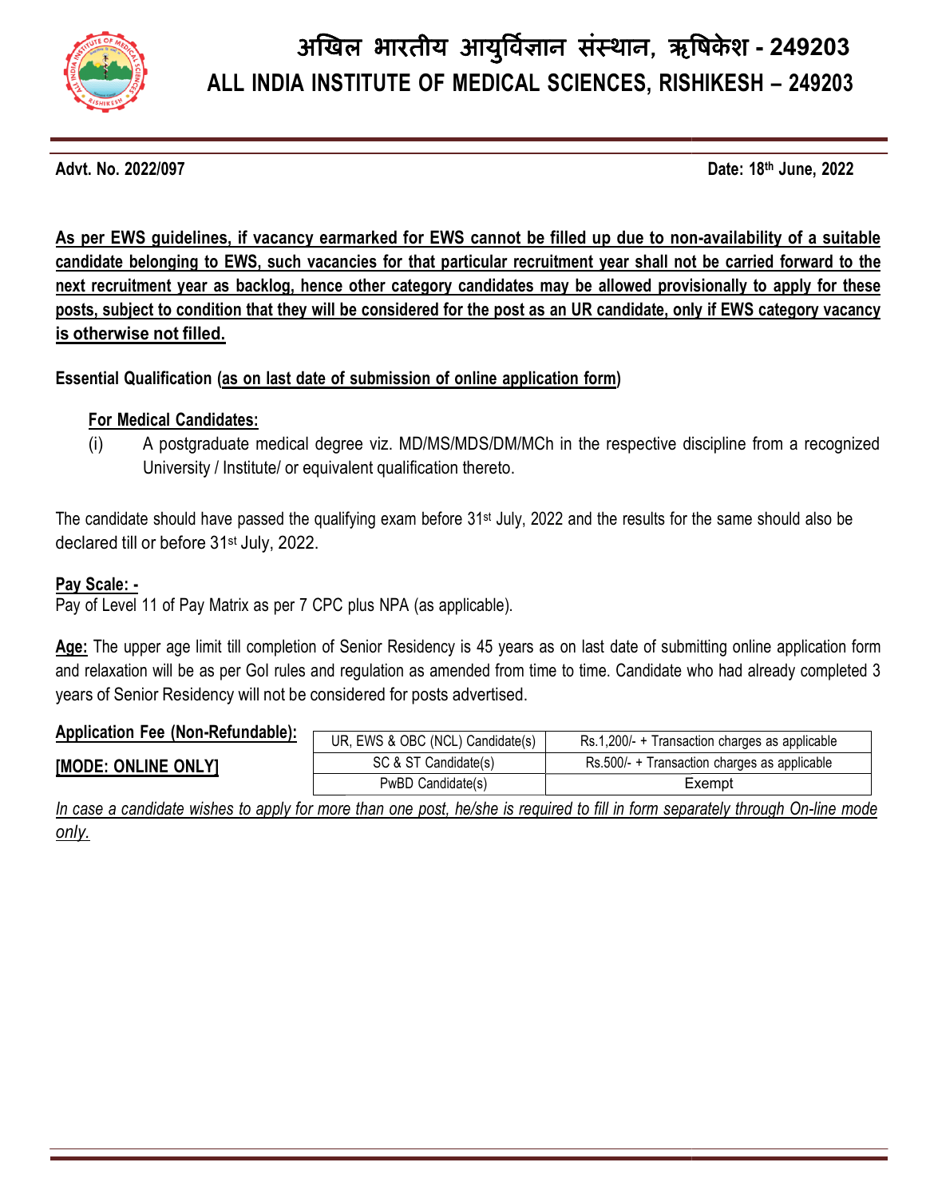# अखिल भारतीय आयुर्विज्ञान संस्थान, ऋषिकेश - 249203

# ALL INDIA INSTITUTE OF MEDICAL SCIENCES, RISHIKESH – 249203

**Advt. No. 2022/097** **Date: 18th June, 2022**

**As per EWS guidelines, if vacancy earmarked for EWS cannot be filled up due to non-availability of a suitable candidate belonging to EWS, such vacancies for that particular recruitment year shall not be carried forward to the next recruitment year as backlog, hence other category candidates may be allowed provisionally to apply for these posts, subject to condition that they will be considered for the post as an UR candidate, only if EWS category vacancy is otherwise not filled.**

**Essential Qualification (as on last date of submission of online application form)**

**For Medical Candidates:**

(i) A postgraduate medical degree viz. MD/MS/MDS/DM/MCh in the respective discipline from a recognized University / Institute/ or equivalent qualification thereto.

The candidate should have passed the qualifying exam before 31st July, 2022 and the results for the same should also be declared till or before 31st July, 2022.

**Pay Scale: -**

Pay of Level 11 of Pay Matrix as per 7 CPC plus NPA (as applicable).

**Age:** The upper age limit till completion of Senior Residency is 45 years as on last date of submitting online application form and relaxation will be as per GoI rules and regulation as amended from time to time. Candidate who had already completed 3 years of Senior Residency will not be considered for posts advertised.

**Application Fee (Non-Refundable):**

**[MODE: ONLINE ONLY]**

| Category | Fee |
|---|---|
| UR, EWS & OBC (NCL) Candidate(s) | Rs.1,200/- + Transaction charges as applicable |
| SC & ST Candidate(s) | Rs.500/- + Transaction charges as applicable |
| PwBD Candidate(s) | Exempt |

*In case a candidate wishes to apply for more than one post, he/she is required to fill in form separately through On-line mode only.*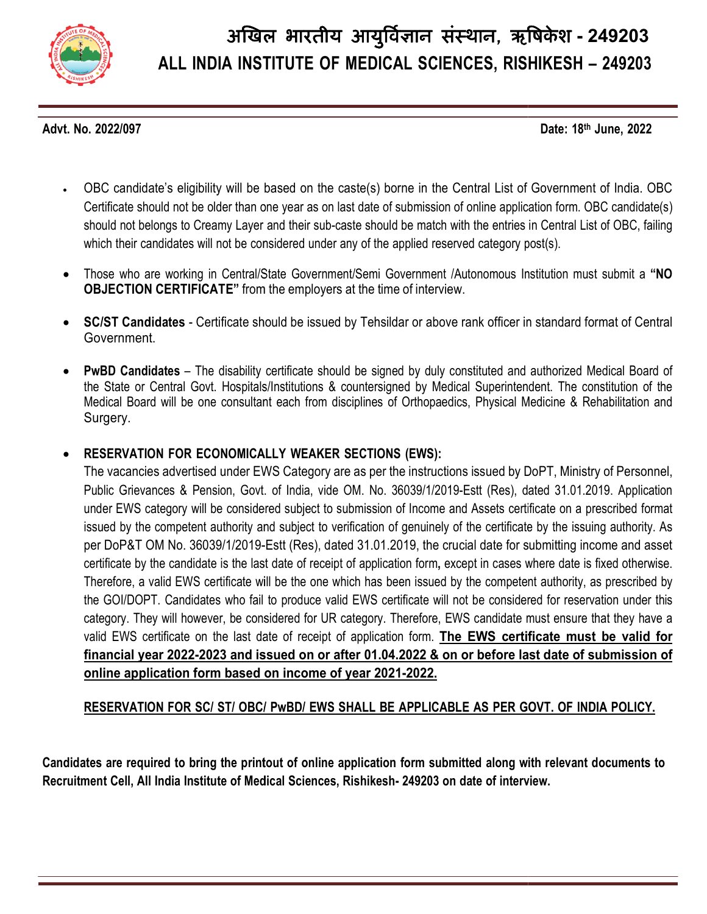# अखिल भारतीय आयुर्विज्ञान संस्थान, ऋषिकेश - 249203
# ALL INDIA INSTITUTE OF MEDICAL SCIENCES, RISHIKESH – 249203

**Advt. No. 2022/097** **Date: 18th June, 2022**

- OBC candidate's eligibility will be based on the caste(s) borne in the Central List of Government of India. OBC Certificate should not be older than one year as on last date of submission of online application form. OBC candidate(s) should not belongs to Creamy Layer and their sub-caste should be match with the entries in Central List of OBC, failing which their candidates will not be considered under any of the applied reserved category post(s).

- Those who are working in Central/State Government/Semi Government /Autonomous Institution must submit a **"NO OBJECTION CERTIFICATE"** from the employers at the time of interview.

- **SC/ST Candidates** - Certificate should be issued by Tehsildar or above rank officer in standard format of Central Government.

- **PwBD Candidates** – The disability certificate should be signed by duly constituted and authorized Medical Board of the State or Central Govt. Hospitals/Institutions & countersigned by Medical Superintendent. The constitution of the Medical Board will be one consultant each from disciplines of Orthopaedics, Physical Medicine & Rehabilitation and Surgery.

- **RESERVATION FOR ECONOMICALLY WEAKER SECTIONS (EWS):**
  The vacancies advertised under EWS Category are as per the instructions issued by DoPT, Ministry of Personnel, Public Grievances & Pension, Govt. of India, vide OM. No. 36039/1/2019-Estt (Res), dated 31.01.2019. Application under EWS category will be considered subject to submission of Income and Assets certificate on a prescribed format issued by the competent authority and subject to verification of genuinely of the certificate by the issuing authority. As per DoP&T OM No. 36039/1/2019-Estt (Res), dated 31.01.2019, the crucial date for submitting income and asset certificate by the candidate is the last date of receipt of application form**,** except in cases where date is fixed otherwise. Therefore, a valid EWS certificate will be the one which has been issued by the competent authority, as prescribed by the GOI/DOPT. Candidates who fail to produce valid EWS certificate will not be considered for reservation under this category. They will however, be considered for UR category. Therefore, EWS candidate must ensure that they have a valid EWS certificate on the last date of receipt of application form. **The EWS certificate must be valid for financial year 2022-2023 and issued on or after 01.04.2022 & on or before last date of submission of online application form based on income of year 2021-2022.**

  **RESERVATION FOR SC/ ST/ OBC/ PwBD/ EWS SHALL BE APPLICABLE AS PER GOVT. OF INDIA POLICY.**

**Candidates are required to bring the printout of online application form submitted along with relevant documents to Recruitment Cell, All India Institute of Medical Sciences, Rishikesh- 249203 on date of interview.**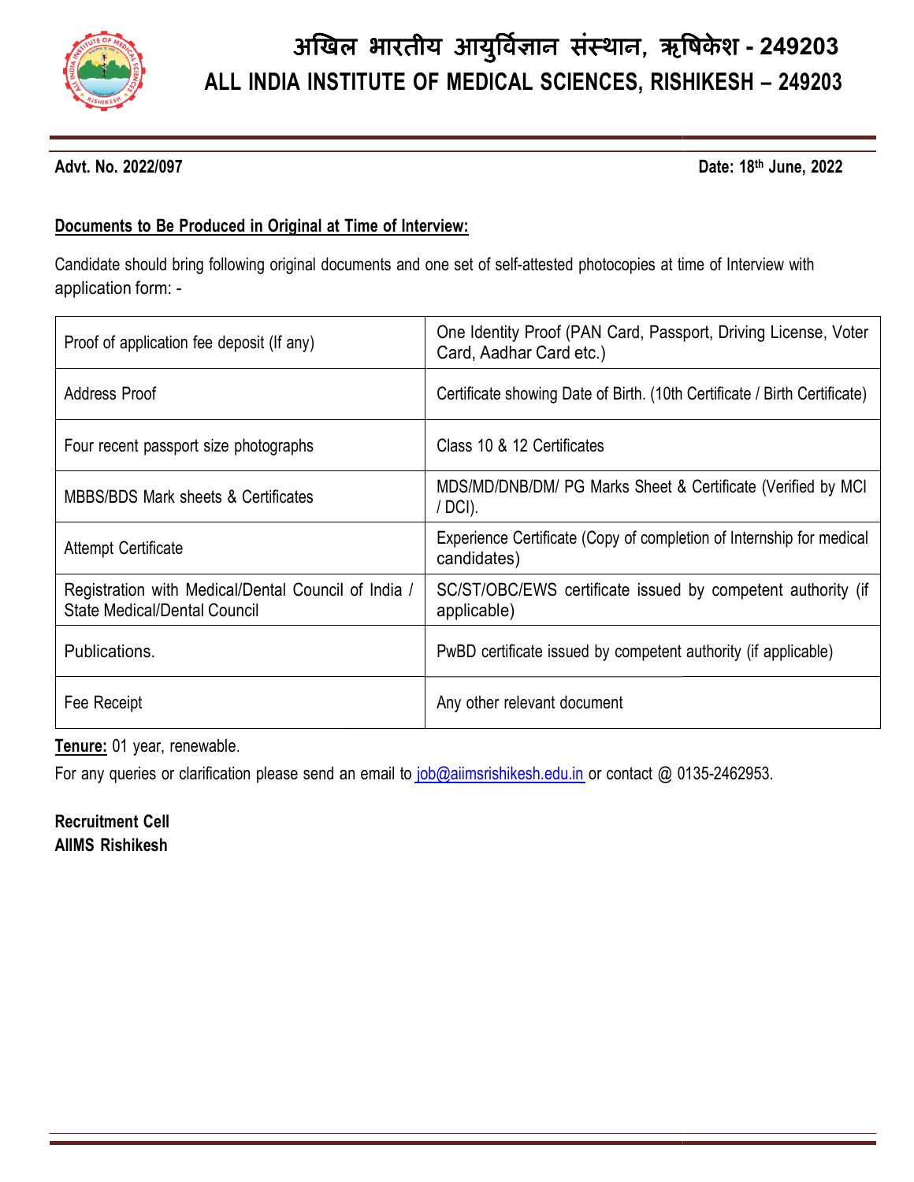# अखिल भारतीय आयुर्विज्ञान संस्थान, ऋषिकेश - 249203
# ALL INDIA INSTITUTE OF MEDICAL SCIENCES, RISHIKESH – 249203

**Advt. No. 2022/097** **Date: 18th June, 2022**

**Documents to Be Produced in Original at Time of Interview:**

Candidate should bring following original documents and one set of self-attested photocopies at time of Interview with application form: -

| | |
|---|---|
| Proof of application fee deposit (If any) | One Identity Proof (PAN Card, Passport, Driving License, Voter Card, Aadhar Card etc.) |
| Address Proof | Certificate showing Date of Birth. (10th Certificate / Birth Certificate) |
| Four recent passport size photographs | Class 10 & 12 Certificates |
| MBBS/BDS Mark sheets & Certificates | MDS/MD/DNB/DM/ PG Marks Sheet & Certificate (Verified by MCI / DCI). |
| Attempt Certificate | Experience Certificate (Copy of completion of Internship for medical candidates) |
| Registration with Medical/Dental Council of India / State Medical/Dental Council | SC/ST/OBC/EWS certificate issued by competent authority (if applicable) |
| Publications. | PwBD certificate issued by competent authority (if applicable) |
| Fee Receipt | Any other relevant document |

**Tenure:** 01 year, renewable.

For any queries or clarification please send an email to job@aiimsrishikesh.edu.in or contact @ 0135-2462953.

**Recruitment Cell**
**AIIMS Rishikesh**